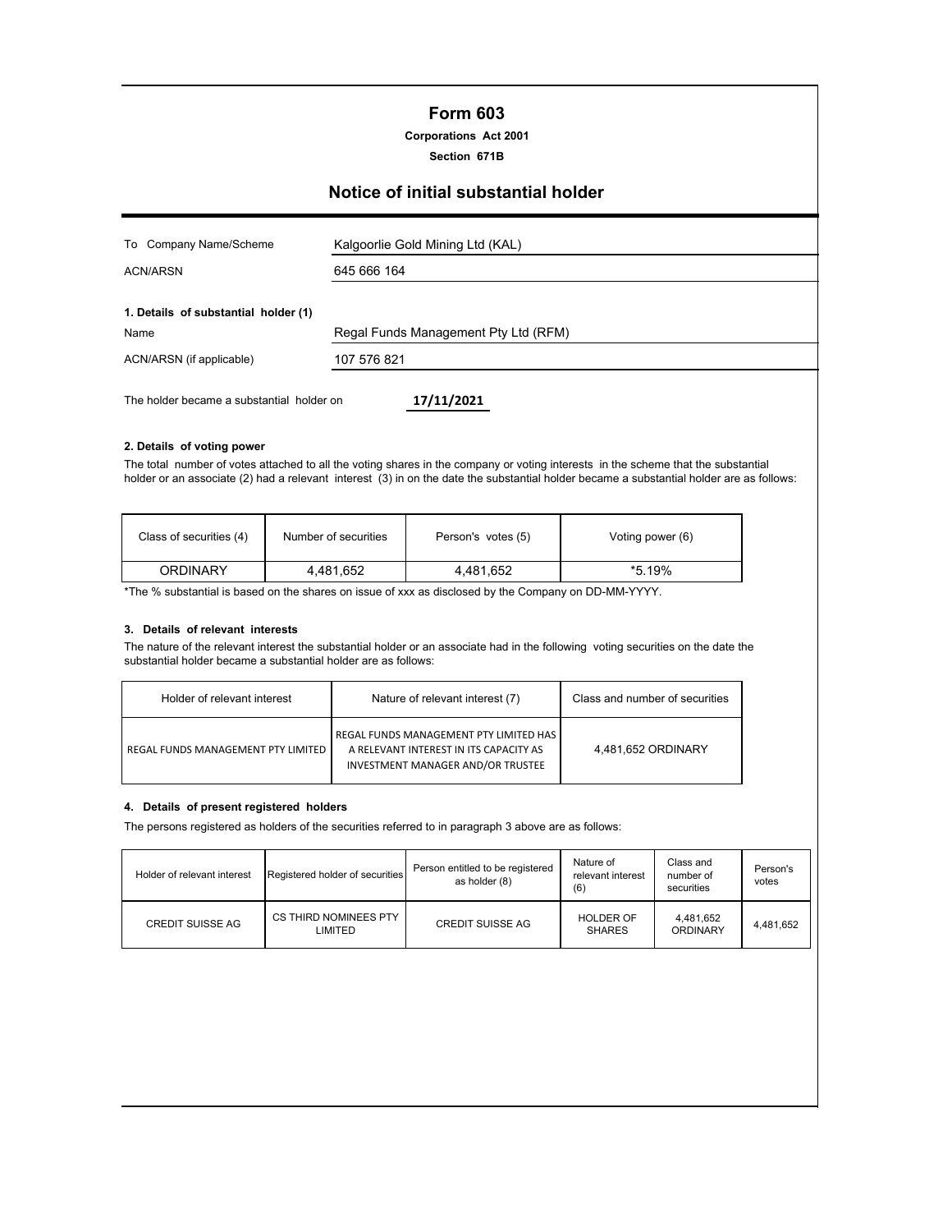# Form 603

**Corporations Act 2001**

**Section 671B**

## Notice of initial substantial holder

| | |
|---|---|
| To Company Name/Scheme | Kalgoorlie Gold Mining Ltd (KAL) |
| ACN/ARSN | 645 666 164 |

**1. Details of substantial holder (1)**

| | |
|---|---|
| Name | Regal Funds Management Pty Ltd (RFM) |
| ACN/ARSN (if applicable) | 107 576 821 |

The holder became a substantial holder on **17/11/2021**

**2. Details of voting power**

The total number of votes attached to all the voting shares in the company or voting interests in the scheme that the substantial holder or an associate (2) had a relevant interest (3) in on the date the substantial holder became a substantial holder are as follows:

| Class of securities (4) | Number of securities | Person's votes (5) | Voting power (6) |
|---|---|---|---|
| ORDINARY | 4,481,652 | 4,481,652 | *5.19% |

*The % substantial is based on the shares on issue of xxx as disclosed by the Company on DD-MM-YYYY.

**3. Details of relevant interests**

The nature of the relevant interest the substantial holder or an associate had in the following voting securities on the date the substantial holder became a substantial holder are as follows:

| Holder of relevant interest | Nature of relevant interest (7) | Class and number of securities |
|---|---|---|
| REGAL FUNDS MANAGEMENT PTY LIMITED | REGAL FUNDS MANAGEMENT PTY LIMITED HAS A RELEVANT INTEREST IN ITS CAPACITY AS INVESTMENT MANAGER AND/OR TRUSTEE | 4,481,652 ORDINARY |

**4. Details of present registered holders**

The persons registered as holders of the securities referred to in paragraph 3 above are as follows:

| Holder of relevant interest | Registered holder of securities | Person entitled to be registered as holder (8) | Nature of relevant interest (6) | Class and number of securities | Person's votes |
|---|---|---|---|---|---|
| CREDIT SUISSE AG | CS THIRD NOMINEES PTY LIMITED | CREDIT SUISSE AG | HOLDER OF SHARES | 4,481,652 ORDINARY | 4,481,652 |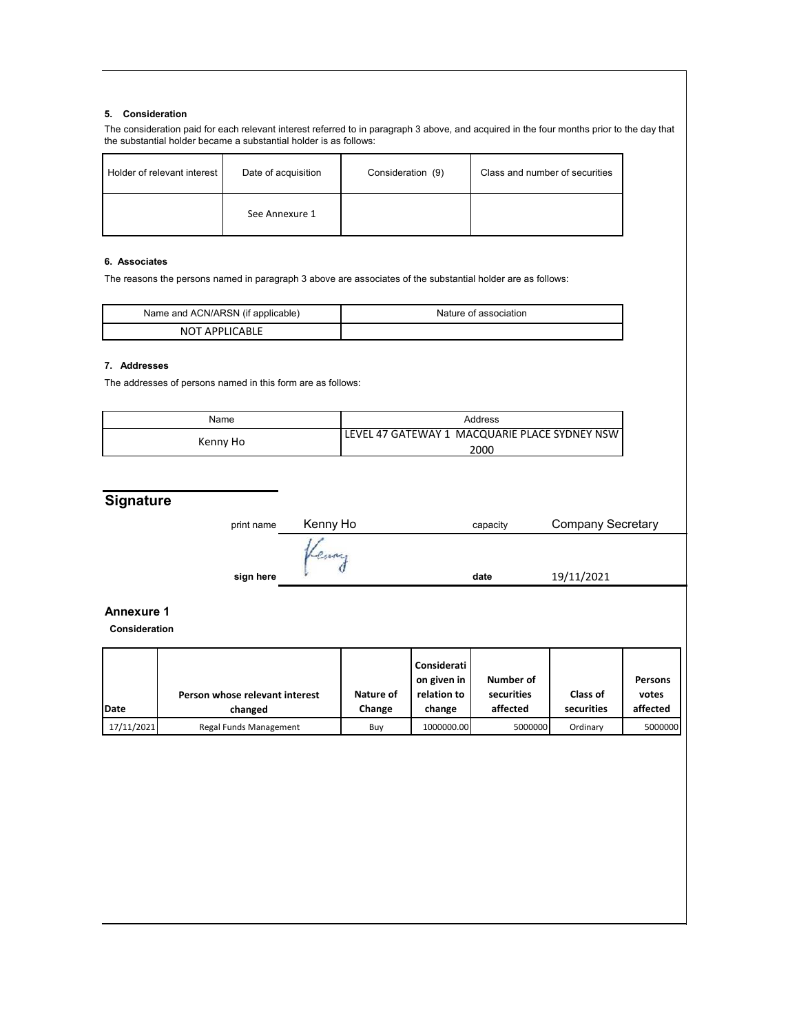#### 5. Consideration

The consideration paid for each relevant interest referred to in paragraph 3 above, and acquired in the four months prior to the day that the substantial holder became a substantial holder is as follows:

| Holder of relevant interest | Date of acquisition | Consideration (9) | Class and number of securities |
|---|---|---|---|
| | See Annexure 1 | | |

#### 6. Associates

The reasons the persons named in paragraph 3 above are associates of the substantial holder are as follows:

| Name and ACN/ARSN (if applicable) | Nature of association |
|---|---|
| NOT APPLICABLE | |

#### 7. Addresses

The addresses of persons named in this form are as follows:

| Name | Address |
|---|---|
| Kenny Ho | LEVEL 47 GATEWAY 1 MACQUARIE PLACE SYDNEY NSW 2000 |

## Signature

print name Kenny Ho capacity Company Secretary

sign here date 19/11/2021

### Annexure 1

**Consideration**

| Date | Person whose relevant interest changed | Nature of Change | Consideration given in relation to change | Number of securities affected | Class of securities | Persons votes affected |
|---|---|---|---|---|---|---|
| 17/11/2021 | Regal Funds Management | Buy | 1000000.00 | 5000000 | Ordinary | 5000000 |